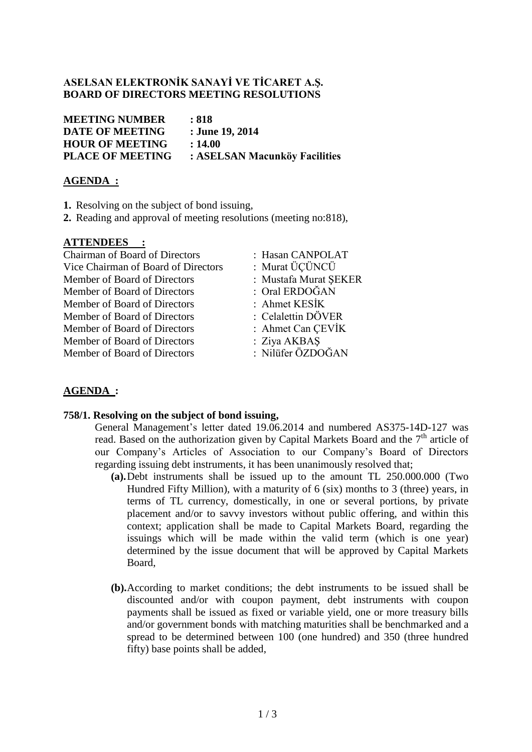**ASELSAN ELEKTRONİK SANAYİ VE TİCARET A.Ş.**
**BOARD OF DIRECTORS MEETING RESOLUTIONS**

| | |
|---|---|
| **MEETING NUMBER** | **: 818** |
| **DATE OF MEETING** | **: June 19, 2014** |
| **HOUR OF MEETING** | **: 14.00** |
| **PLACE OF MEETING** | **: ASELSAN Macunköy Facilities** |

**AGENDA :**

**1.** Resolving on the subject of bond issuing,
**2.** Reading and approval of meeting resolutions (meeting no:818),

**ATTENDEES :**

| | |
|---|---|
| Chairman of Board of Directors | : Hasan CANPOLAT |
| Vice Chairman of Board of Directors | : Murat ÜÇÜNCÜ |
| Member of Board of Directors | : Mustafa Murat ŞEKER |
| Member of Board of Directors | : Oral ERDOĞAN |
| Member of Board of Directors | : Ahmet KESİK |
| Member of Board of Directors | : Celalettin DÖVER |
| Member of Board of Directors | : Ahmet Can ÇEVİK |
| Member of Board of Directors | : Ziya AKBAŞ |
| Member of Board of Directors | : Nilüfer ÖZDOĞAN |

**AGENDA :**

**758/1. Resolving on the subject of bond issuing,**

General Management's letter dated 19.06.2014 and numbered AS375-14D-127 was read. Based on the authorization given by Capital Markets Board and the 7th article of our Company's Articles of Association to our Company's Board of Directors regarding issuing debt instruments, it has been unanimously resolved that;

**(a).** Debt instruments shall be issued up to the amount TL 250.000.000 (Two Hundred Fifty Million), with a maturity of 6 (six) months to 3 (three) years, in terms of TL currency, domestically, in one or several portions, by private placement and/or to savvy investors without public offering, and within this context; application shall be made to Capital Markets Board, regarding the issuings which will be made within the valid term (which is one year) determined by the issue document that will be approved by Capital Markets Board,

**(b).** According to market conditions; the debt instruments to be issued shall be discounted and/or with coupon payment, debt instruments with coupon payments shall be issued as fixed or variable yield, one or more treasury bills and/or government bonds with matching maturities shall be benchmarked and a spread to be determined between 100 (one hundred) and 350 (three hundred fifty) base points shall be added,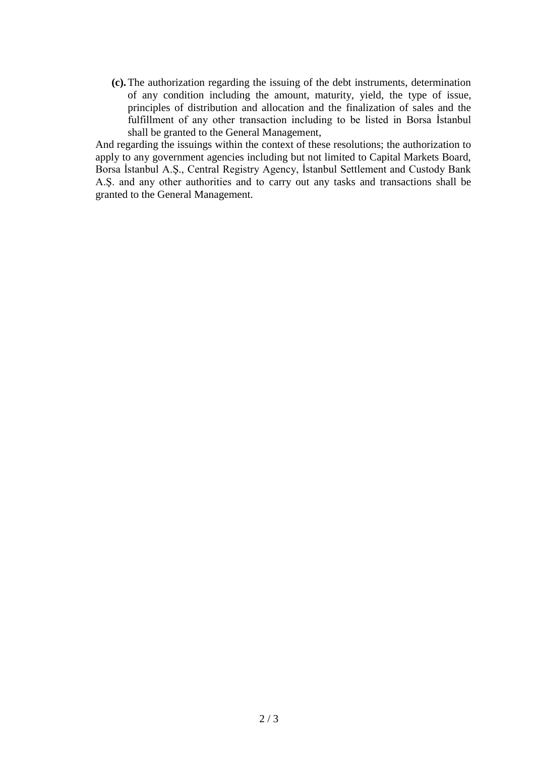**(c).** The authorization regarding the issuing of the debt instruments, determination of any condition including the amount, maturity, yield, the type of issue, principles of distribution and allocation and the finalization of sales and the fulfillment of any other transaction including to be listed in Borsa İstanbul shall be granted to the General Management,

And regarding the issuings within the context of these resolutions; the authorization to apply to any government agencies including but not limited to Capital Markets Board, Borsa İstanbul A.Ş., Central Registry Agency, İstanbul Settlement and Custody Bank A.Ş. and any other authorities and to carry out any tasks and transactions shall be granted to the General Management.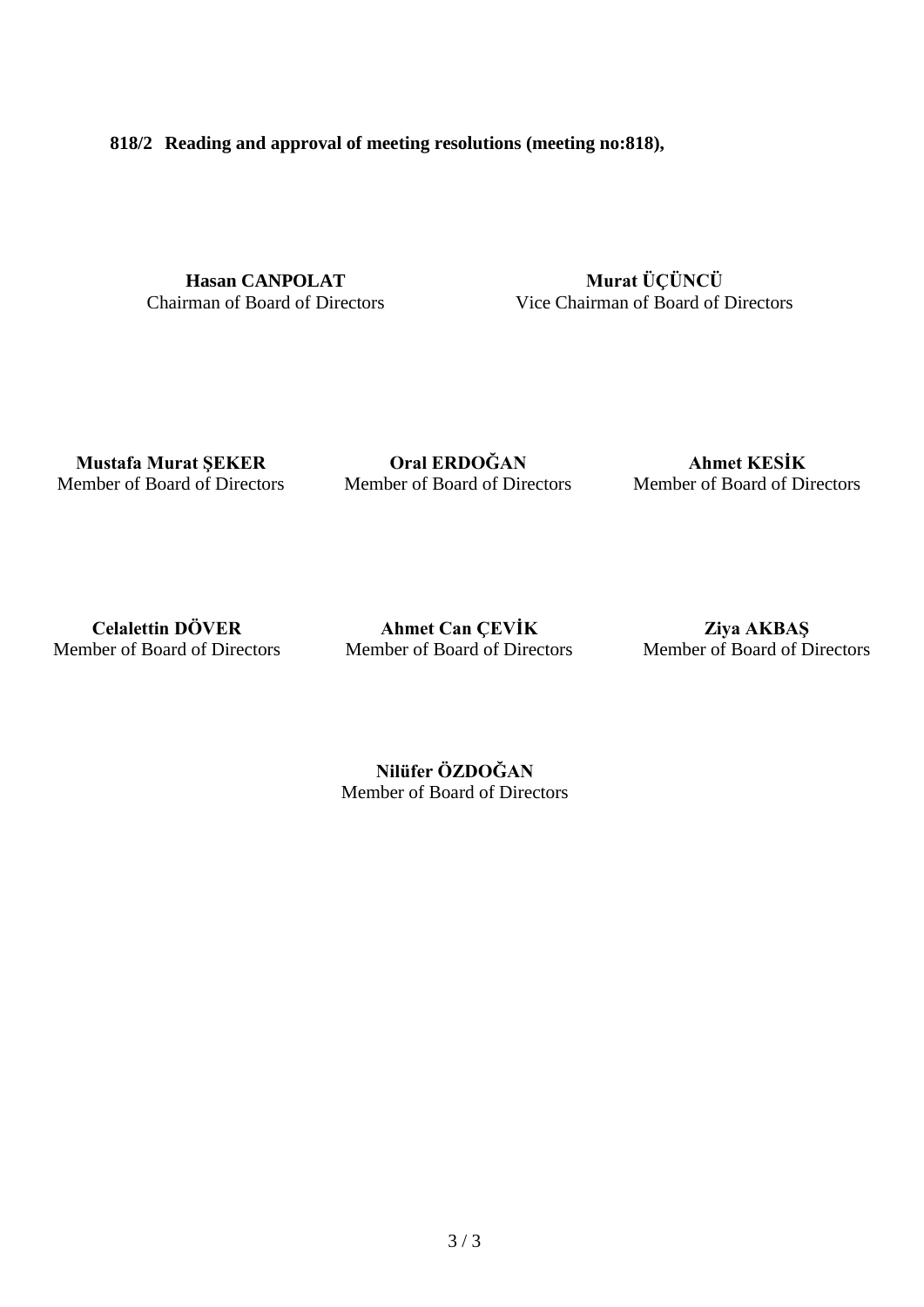**818/2 Reading and approval of meeting resolutions (meeting no:818),**

**Hasan CANPOLAT**
Chairman of Board of Directors

**Murat ÜÇÜNCÜ**
Vice Chairman of Board of Directors

**Mustafa Murat ŞEKER**
Member of Board of Directors

**Oral ERDOĞAN**
Member of Board of Directors

**Ahmet KESİK**
Member of Board of Directors

**Celalettin DÖVER**
Member of Board of Directors

**Ahmet Can ÇEVİK**
Member of Board of Directors

**Ziya AKBAŞ**
Member of Board of Directors

**Nilüfer ÖZDOĞAN**
Member of Board of Directors